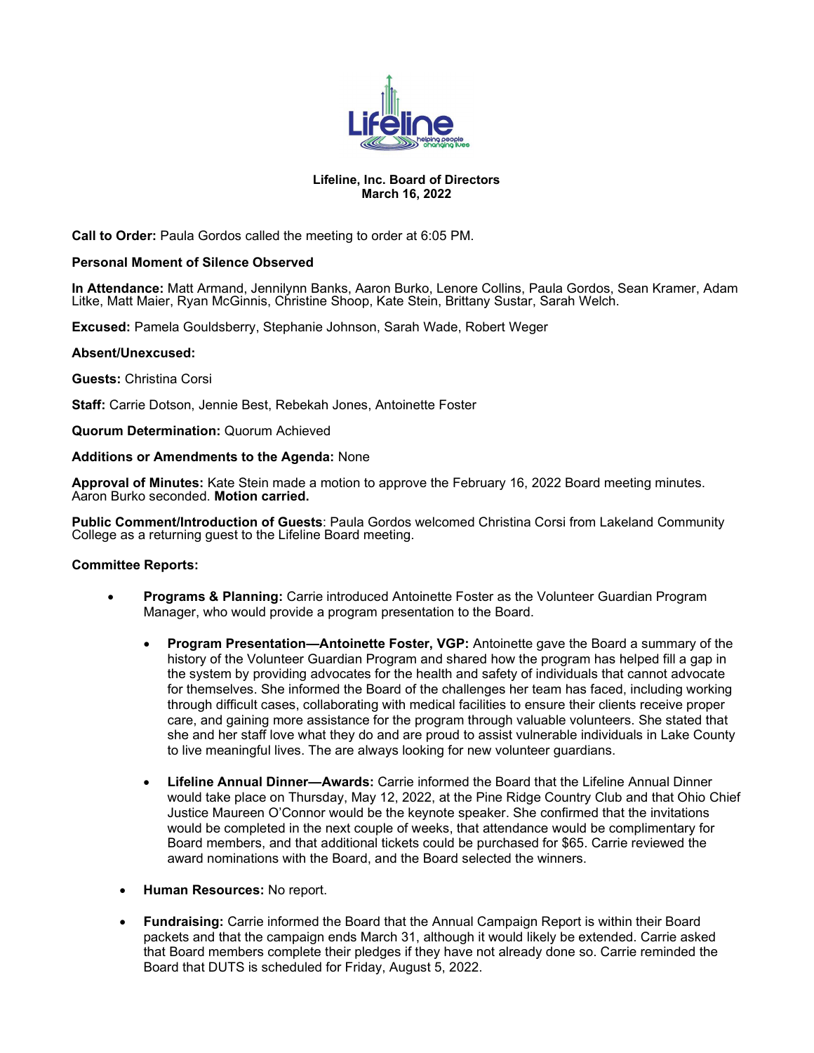**Lifeline, Inc. Board of Directors**
**March 16, 2022**

**Call to Order:** Paula Gordos called the meeting to order at 6:05 PM.

**Personal Moment of Silence Observed**

**In Attendance:** Matt Armand, Jennilynn Banks, Aaron Burko, Lenore Collins, Paula Gordos, Sean Kramer, Adam Litke, Matt Maier, Ryan McGinnis, Christine Shoop, Kate Stein, Brittany Sustar, Sarah Welch.

**Excused:** Pamela Gouldsberry, Stephanie Johnson, Sarah Wade, Robert Weger

**Absent/Unexcused:**

**Guests:** Christina Corsi

**Staff:** Carrie Dotson, Jennie Best, Rebekah Jones, Antoinette Foster

**Quorum Determination:** Quorum Achieved

**Additions or Amendments to the Agenda:** None

**Approval of Minutes:** Kate Stein made a motion to approve the February 16, 2022 Board meeting minutes. Aaron Burko seconded. **Motion carried.**

**Public Comment/Introduction of Guests**: Paula Gordos welcomed Christina Corsi from Lakeland Community College as a returning guest to the Lifeline Board meeting.

**Committee Reports:**

- **Programs & Planning:** Carrie introduced Antoinette Foster as the Volunteer Guardian Program Manager, who would provide a program presentation to the Board.
  - **Program Presentation—Antoinette Foster, VGP:** Antoinette gave the Board a summary of the history of the Volunteer Guardian Program and shared how the program has helped fill a gap in the system by providing advocates for the health and safety of individuals that cannot advocate for themselves. She informed the Board of the challenges her team has faced, including working through difficult cases, collaborating with medical facilities to ensure their clients receive proper care, and gaining more assistance for the program through valuable volunteers. She stated that she and her staff love what they do and are proud to assist vulnerable individuals in Lake County to live meaningful lives. The are always looking for new volunteer guardians.
  - **Lifeline Annual Dinner—Awards:** Carrie informed the Board that the Lifeline Annual Dinner would take place on Thursday, May 12, 2022, at the Pine Ridge Country Club and that Ohio Chief Justice Maureen O'Connor would be the keynote speaker. She confirmed that the invitations would be completed in the next couple of weeks, that attendance would be complimentary for Board members, and that additional tickets could be purchased for $65. Carrie reviewed the award nominations with the Board, and the Board selected the winners.
- **Human Resources:** No report.
- **Fundraising:** Carrie informed the Board that the Annual Campaign Report is within their Board packets and that the campaign ends March 31, although it would likely be extended. Carrie asked that Board members complete their pledges if they have not already done so. Carrie reminded the Board that DUTS is scheduled for Friday, August 5, 2022.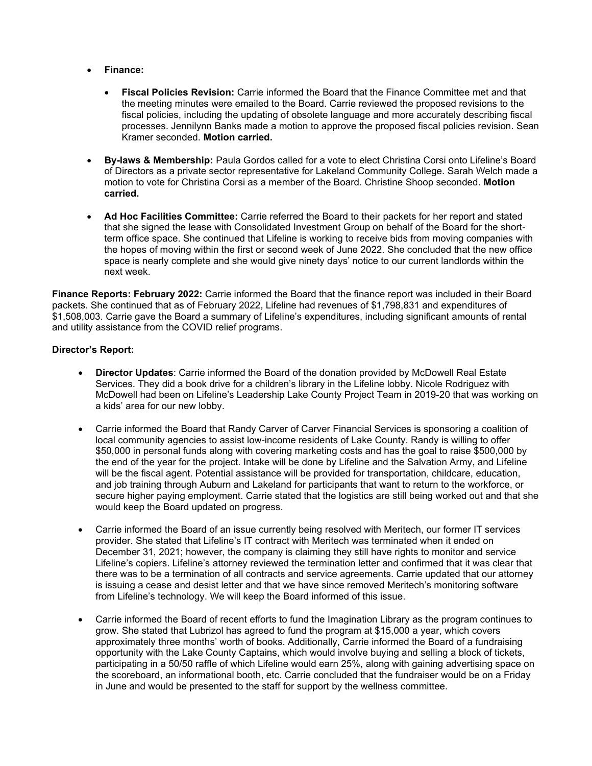- **Finance:**

    - **Fiscal Policies Revision:** Carrie informed the Board that the Finance Committee met and that the meeting minutes were emailed to the Board. Carrie reviewed the proposed revisions to the fiscal policies, including the updating of obsolete language and more accurately describing fiscal processes. Jennilynn Banks made a motion to approve the proposed fiscal policies revision. Sean Kramer seconded. **Motion carried.**

- **By-laws & Membership:** Paula Gordos called for a vote to elect Christina Corsi onto Lifeline's Board of Directors as a private sector representative for Lakeland Community College. Sarah Welch made a motion to vote for Christina Corsi as a member of the Board. Christine Shoop seconded. **Motion carried.**

- **Ad Hoc Facilities Committee:** Carrie referred the Board to their packets for her report and stated that she signed the lease with Consolidated Investment Group on behalf of the Board for the short-term office space. She continued that Lifeline is working to receive bids from moving companies with the hopes of moving within the first or second week of June 2022. She concluded that the new office space is nearly complete and she would give ninety days' notice to our current landlords within the next week.

**Finance Reports: February 2022:** Carrie informed the Board that the finance report was included in their Board packets. She continued that as of February 2022, Lifeline had revenues of $1,798,831 and expenditures of $1,508,003. Carrie gave the Board a summary of Lifeline's expenditures, including significant amounts of rental and utility assistance from the COVID relief programs.

**Director's Report:**

- **Director Updates**: Carrie informed the Board of the donation provided by McDowell Real Estate Services. They did a book drive for a children's library in the Lifeline lobby. Nicole Rodriguez with McDowell had been on Lifeline's Leadership Lake County Project Team in 2019-20 that was working on a kids' area for our new lobby.

- Carrie informed the Board that Randy Carver of Carver Financial Services is sponsoring a coalition of local community agencies to assist low-income residents of Lake County. Randy is willing to offer $50,000 in personal funds along with covering marketing costs and has the goal to raise $500,000 by the end of the year for the project. Intake will be done by Lifeline and the Salvation Army, and Lifeline will be the fiscal agent. Potential assistance will be provided for transportation, childcare, education, and job training through Auburn and Lakeland for participants that want to return to the workforce, or secure higher paying employment. Carrie stated that the logistics are still being worked out and that she would keep the Board updated on progress.

- Carrie informed the Board of an issue currently being resolved with Meritech, our former IT services provider. She stated that Lifeline's IT contract with Meritech was terminated when it ended on December 31, 2021; however, the company is claiming they still have rights to monitor and service Lifeline's copiers. Lifeline's attorney reviewed the termination letter and confirmed that it was clear that there was to be a termination of all contracts and service agreements. Carrie updated that our attorney is issuing a cease and desist letter and that we have since removed Meritech's monitoring software from Lifeline's technology. We will keep the Board informed of this issue.

- Carrie informed the Board of recent efforts to fund the Imagination Library as the program continues to grow. She stated that Lubrizol has agreed to fund the program at $15,000 a year, which covers approximately three months' worth of books. Additionally, Carrie informed the Board of a fundraising opportunity with the Lake County Captains, which would involve buying and selling a block of tickets, participating in a 50/50 raffle of which Lifeline would earn 25%, along with gaining advertising space on the scoreboard, an informational booth, etc. Carrie concluded that the fundraiser would be on a Friday in June and would be presented to the staff for support by the wellness committee.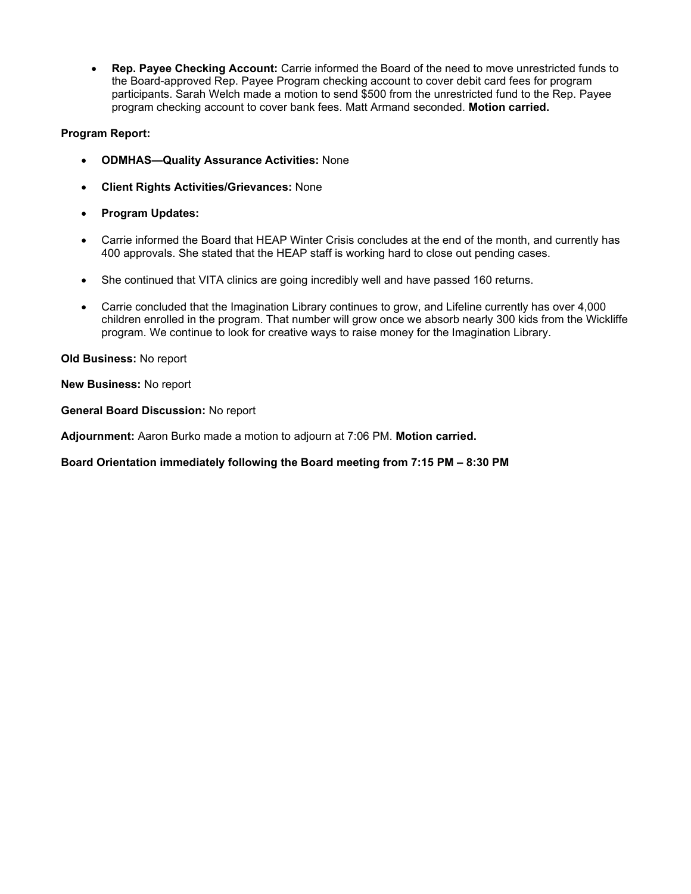- **Rep. Payee Checking Account:** Carrie informed the Board of the need to move unrestricted funds to the Board-approved Rep. Payee Program checking account to cover debit card fees for program participants. Sarah Welch made a motion to send $500 from the unrestricted fund to the Rep. Payee program checking account to cover bank fees. Matt Armand seconded. **Motion carried.**

**Program Report:**

- **ODMHAS—Quality Assurance Activities:** None

- **Client Rights Activities/Grievances:** None

- **Program Updates:**

- Carrie informed the Board that HEAP Winter Crisis concludes at the end of the month, and currently has 400 approvals. She stated that the HEAP staff is working hard to close out pending cases.

- She continued that VITA clinics are going incredibly well and have passed 160 returns.

- Carrie concluded that the Imagination Library continues to grow, and Lifeline currently has over 4,000 children enrolled in the program. That number will grow once we absorb nearly 300 kids from the Wickliffe program. We continue to look for creative ways to raise money for the Imagination Library.

**Old Business:** No report

**New Business:** No report

**General Board Discussion:** No report

**Adjournment:** Aaron Burko made a motion to adjourn at 7:06 PM. **Motion carried.**

**Board Orientation immediately following the Board meeting from 7:15 PM – 8:30 PM**